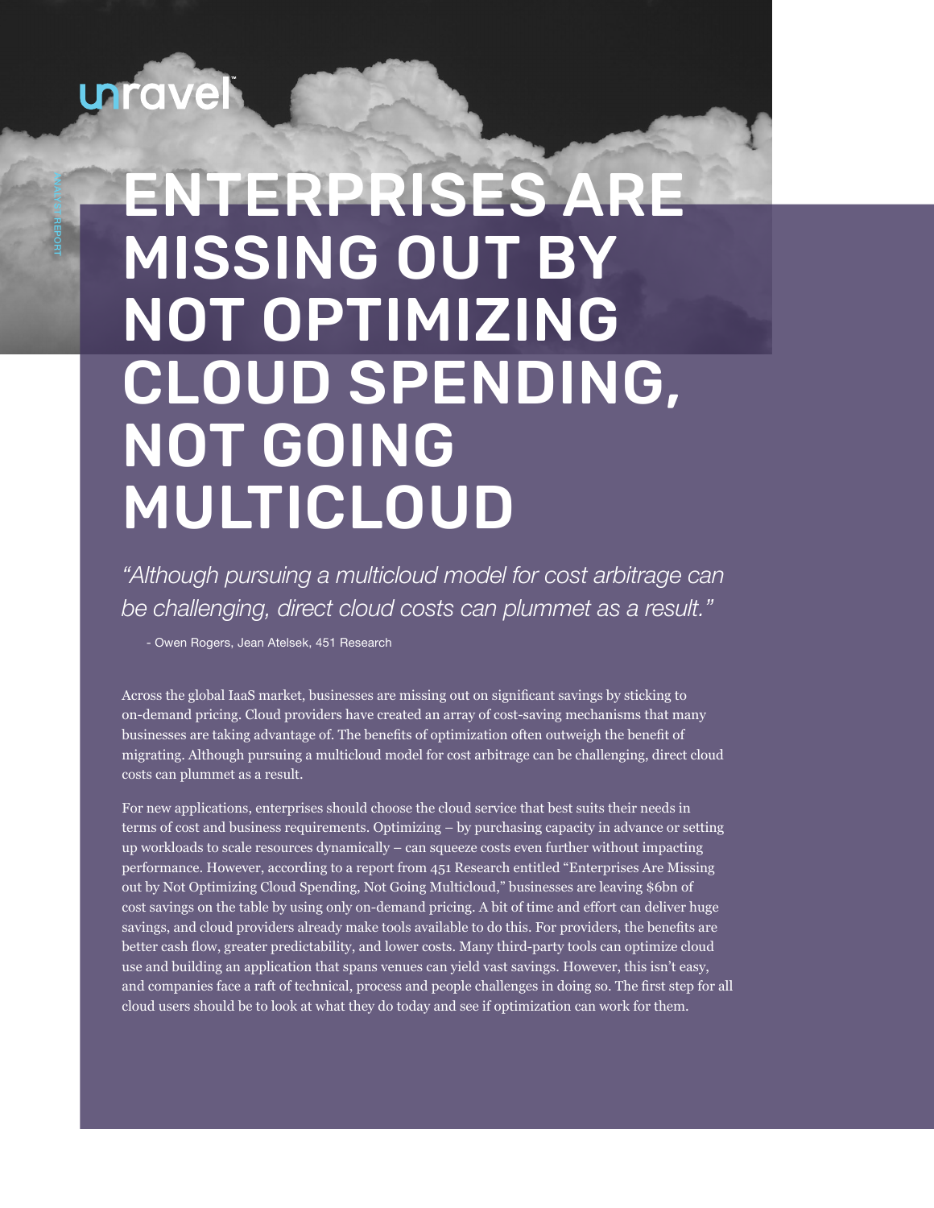unravel

ANALYST REPORT

# ENTERPRISES ARE MISSING OUT BY NOT OPTIMIZING CLOUD SPENDING, NOT GOING MULTICLOUD

*“Although pursuing a multicloud model for cost arbitrage can be challenging, direct cloud costs can plummet as a result.”*

- Owen Rogers, Jean Atelsek, 451 Research

Across the global IaaS market, businesses are missing out on significant savings by sticking to on-demand pricing. Cloud providers have created an array of cost-saving mechanisms that many businesses are taking advantage of. The benefits of optimization often outweigh the benefit of migrating. Although pursuing a multicloud model for cost arbitrage can be challenging, direct cloud costs can plummet as a result.

For new applications, enterprises should choose the cloud service that best suits their needs in terms of cost and business requirements. Optimizing – by purchasing capacity in advance or setting up workloads to scale resources dynamically – can squeeze costs even further without impacting performance. However, according to a report from 451 Research entitled “Enterprises Are Missing out by Not Optimizing Cloud Spending, Not Going Multicloud,” businesses are leaving $6bn of cost savings on the table by using only on-demand pricing. A bit of time and effort can deliver huge savings, and cloud providers already make tools available to do this. For providers, the benefits are better cash flow, greater predictability, and lower costs. Many third-party tools can optimize cloud use and building an application that spans venues can yield vast savings. However, this isn’t easy, and companies face a raft of technical, process and people challenges in doing so. The first step for all cloud users should be to look at what they do today and see if optimization can work for them.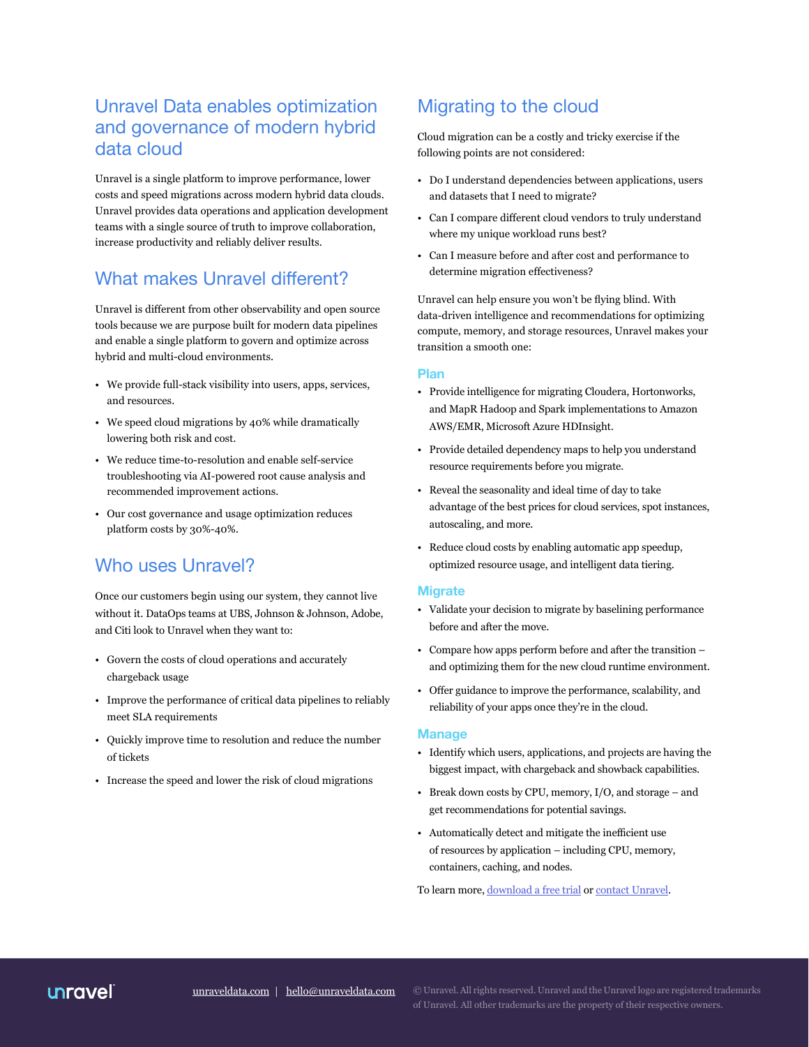## Unravel Data enables optimization and governance of modern hybrid data cloud

Unravel is a single platform to improve performance, lower costs and speed migrations across modern hybrid data clouds. Unravel provides data operations and application development teams with a single source of truth to improve collaboration, increase productivity and reliably deliver results.

## What makes Unravel different?

Unravel is different from other observability and open source tools because we are purpose built for modern data pipelines and enable a single platform to govern and optimize across hybrid and multi-cloud environments.

- We provide full-stack visibility into users, apps, services, and resources.
- We speed cloud migrations by 40% while dramatically lowering both risk and cost.
- We reduce time-to-resolution and enable self-service troubleshooting via AI-powered root cause analysis and recommended improvement actions.
- Our cost governance and usage optimization reduces platform costs by 30%-40%.

## Who uses Unravel?

Once our customers begin using our system, they cannot live without it. DataOps teams at UBS, Johnson & Johnson, Adobe, and Citi look to Unravel when they want to:

- Govern the costs of cloud operations and accurately chargeback usage
- Improve the performance of critical data pipelines to reliably meet SLA requirements
- Quickly improve time to resolution and reduce the number of tickets
- Increase the speed and lower the risk of cloud migrations

## Migrating to the cloud

Cloud migration can be a costly and tricky exercise if the following points are not considered:

- Do I understand dependencies between applications, users and datasets that I need to migrate?
- Can I compare different cloud vendors to truly understand where my unique workload runs best?
- Can I measure before and after cost and performance to determine migration effectiveness?

Unravel can help ensure you won't be flying blind. With data-driven intelligence and recommendations for optimizing compute, memory, and storage resources, Unravel makes your transition a smooth one:

### Plan

- Provide intelligence for migrating Cloudera, Hortonworks, and MapR Hadoop and Spark implementations to Amazon AWS/EMR, Microsoft Azure HDInsight.
- Provide detailed dependency maps to help you understand resource requirements before you migrate.
- Reveal the seasonality and ideal time of day to take advantage of the best prices for cloud services, spot instances, autoscaling, and more.
- Reduce cloud costs by enabling automatic app speedup, optimized resource usage, and intelligent data tiering.

### Migrate

- Validate your decision to migrate by baselining performance before and after the move.
- Compare how apps perform before and after the transition – and optimizing them for the new cloud runtime environment.
- Offer guidance to improve the performance, scalability, and reliability of your apps once they're in the cloud.

### Manage

- Identify which users, applications, and projects are having the biggest impact, with chargeback and showback capabilities.
- Break down costs by CPU, memory, I/O, and storage – and get recommendations for potential savings.
- Automatically detect and mitigate the inefficient use of resources by application – including CPU, memory, containers, caching, and nodes.

To learn more, [download a free trial](#) or [contact Unravel](#).

unravel

unraveldata.com | hello@unraveldata.com

© Unravel. All rights reserved. Unravel and the Unravel logo are registered trademarks of Unravel. All other trademarks are the property of their respective owners.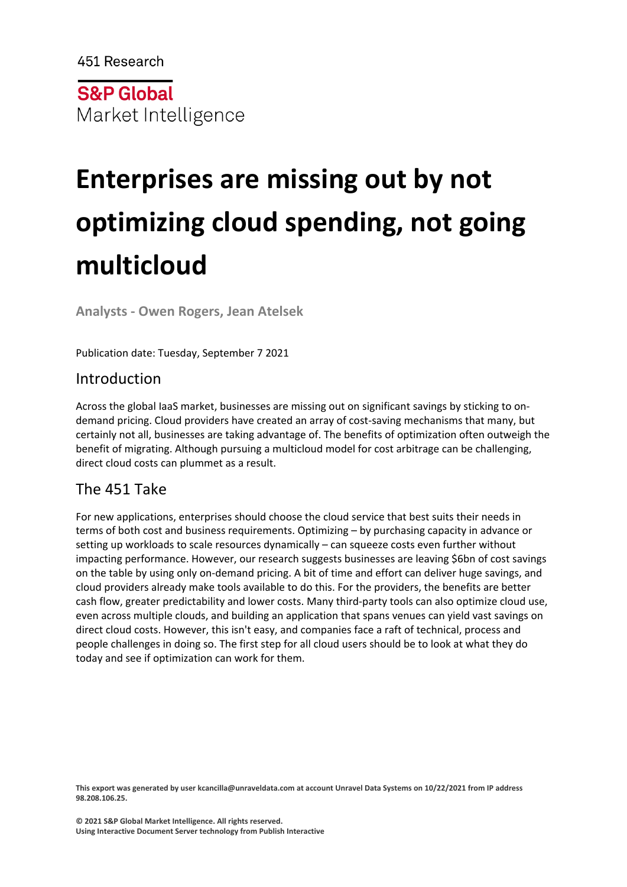451 Research

S&P Global

Market Intelligence

# Enterprises are missing out by not optimizing cloud spending, not going multicloud

**Analysts - Owen Rogers, Jean Atelsek**

Publication date: Tuesday, September 7 2021

## Introduction

Across the global IaaS market, businesses are missing out on significant savings by sticking to on-demand pricing. Cloud providers have created an array of cost-saving mechanisms that many, but certainly not all, businesses are taking advantage of. The benefits of optimization often outweigh the benefit of migrating. Although pursuing a multicloud model for cost arbitrage can be challenging, direct cloud costs can plummet as a result.

## The 451 Take

For new applications, enterprises should choose the cloud service that best suits their needs in terms of both cost and business requirements. Optimizing – by purchasing capacity in advance or setting up workloads to scale resources dynamically – can squeeze costs even further without impacting performance. However, our research suggests businesses are leaving $6bn of cost savings on the table by using only on-demand pricing. A bit of time and effort can deliver huge savings, and cloud providers already make tools available to do this. For the providers, the benefits are better cash flow, greater predictability and lower costs. Many third-party tools can also optimize cloud use, even across multiple clouds, and building an application that spans venues can yield vast savings on direct cloud costs. However, this isn't easy, and companies face a raft of technical, process and people challenges in doing so. The first step for all cloud users should be to look at what they do today and see if optimization can work for them.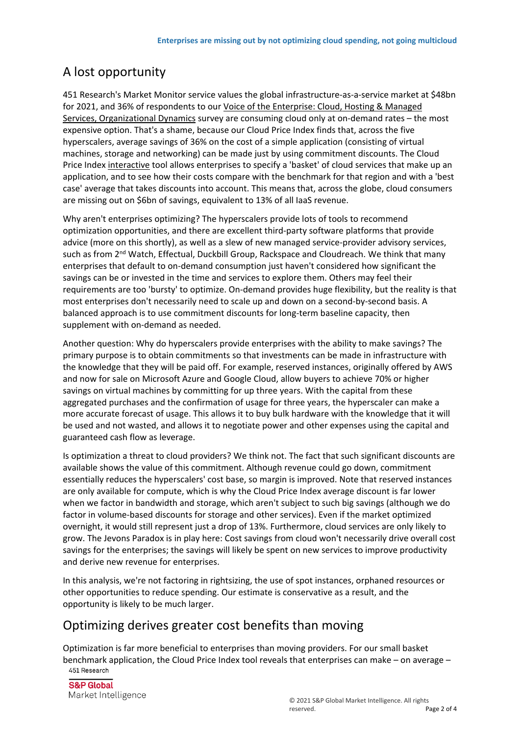## A lost opportunity

451 Research's Market Monitor service values the global infrastructure-as-a-service market at $48bn for 2021, and 36% of respondents to our Voice of the Enterprise: Cloud, Hosting & Managed Services, Organizational Dynamics survey are consuming cloud only at on-demand rates – the most expensive option. That's a shame, because our Cloud Price Index finds that, across the five hyperscalers, average savings of 36% on the cost of a simple application (consisting of virtual machines, storage and networking) can be made just by using commitment discounts. The Cloud Price Index interactive tool allows enterprises to specify a 'basket' of cloud services that make up an application, and to see how their costs compare with the benchmark for that region and with a 'best case' average that takes discounts into account. This means that, across the globe, cloud consumers are missing out on $6bn of savings, equivalent to 13% of all IaaS revenue.

Why aren't enterprises optimizing? The hyperscalers provide lots of tools to recommend optimization opportunities, and there are excellent third-party software platforms that provide advice (more on this shortly), as well as a slew of new managed service-provider advisory services, such as from 2nd Watch, Effectual, Duckbill Group, Rackspace and Cloudreach. We think that many enterprises that default to on-demand consumption just haven't considered how significant the savings can be or invested in the time and services to explore them. Others may feel their requirements are too 'bursty' to optimize. On-demand provides huge flexibility, but the reality is that most enterprises don't necessarily need to scale up and down on a second-by-second basis. A balanced approach is to use commitment discounts for long-term baseline capacity, then supplement with on-demand as needed.

Another question: Why do hyperscalers provide enterprises with the ability to make savings? The primary purpose is to obtain commitments so that investments can be made in infrastructure with the knowledge that they will be paid off. For example, reserved instances, originally offered by AWS and now for sale on Microsoft Azure and Google Cloud, allow buyers to achieve 70% or higher savings on virtual machines by committing for up three years. With the capital from these aggregated purchases and the confirmation of usage for three years, the hyperscaler can make a more accurate forecast of usage. This allows it to buy bulk hardware with the knowledge that it will be used and not wasted, and allows it to negotiate power and other expenses using the capital and guaranteed cash flow as leverage.

Is optimization a threat to cloud providers? We think not. The fact that such significant discounts are available shows the value of this commitment. Although revenue could go down, commitment essentially reduces the hyperscalers' cost base, so margin is improved. Note that reserved instances are only available for compute, which is why the Cloud Price Index average discount is far lower when we factor in bandwidth and storage, which aren't subject to such big savings (although we do factor in volume-based discounts for storage and other services). Even if the market optimized overnight, it would still represent just a drop of 13%. Furthermore, cloud services are only likely to grow. The Jevons Paradox is in play here: Cost savings from cloud won't necessarily drive overall cost savings for the enterprises; the savings will likely be spent on new services to improve productivity and derive new revenue for enterprises.

In this analysis, we're not factoring in rightsizing, the use of spot instances, orphaned resources or other opportunities to reduce spending. Our estimate is conservative as a result, and the opportunity is likely to be much larger.

## Optimizing derives greater cost benefits than moving

Optimization is far more beneficial to enterprises than moving providers. For our small basket benchmark application, the Cloud Price Index tool reveals that enterprises can make – on average –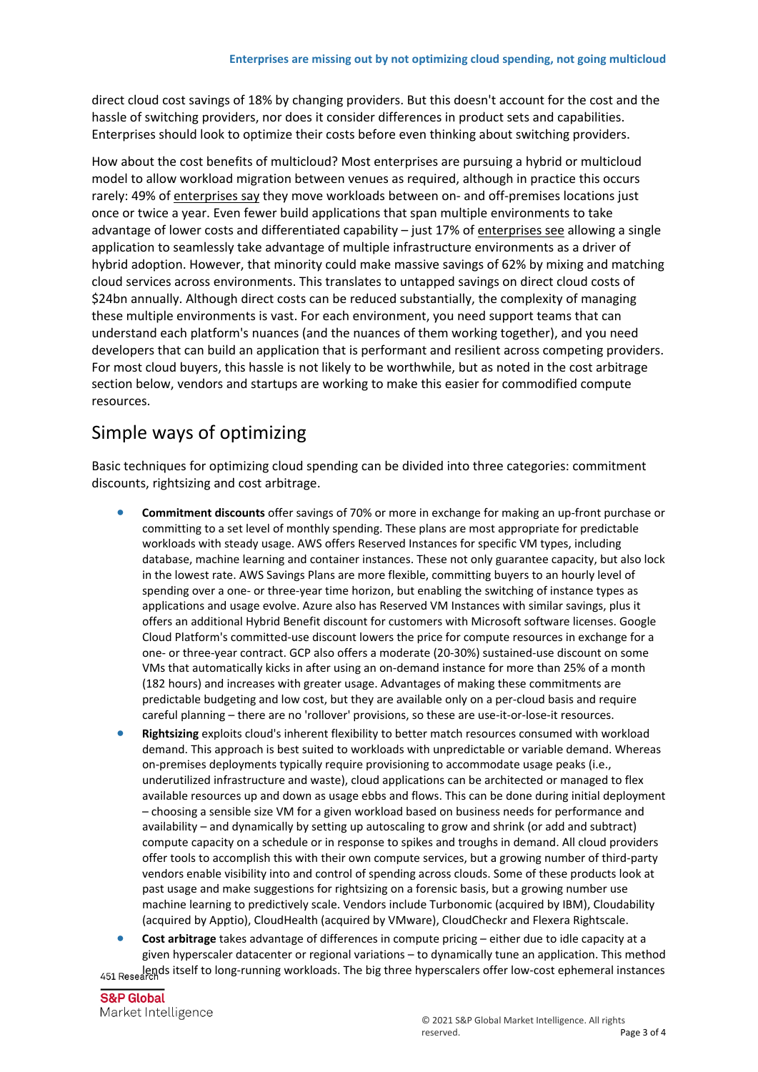direct cloud cost savings of 18% by changing providers. But this doesn't account for the cost and the hassle of switching providers, nor does it consider differences in product sets and capabilities. Enterprises should look to optimize their costs before even thinking about switching providers.

How about the cost benefits of multicloud? Most enterprises are pursuing a hybrid or multicloud model to allow workload migration between venues as required, although in practice this occurs rarely: 49% of enterprises say they move workloads between on- and off-premises locations just once or twice a year. Even fewer build applications that span multiple environments to take advantage of lower costs and differentiated capability – just 17% of enterprises see allowing a single application to seamlessly take advantage of multiple infrastructure environments as a driver of hybrid adoption. However, that minority could make massive savings of 62% by mixing and matching cloud services across environments. This translates to untapped savings on direct cloud costs of $24bn annually. Although direct costs can be reduced substantially, the complexity of managing these multiple environments is vast. For each environment, you need support teams that can understand each platform's nuances (and the nuances of them working together), and you need developers that can build an application that is performant and resilient across competing providers. For most cloud buyers, this hassle is not likely to be worthwhile, but as noted in the cost arbitrage section below, vendors and startups are working to make this easier for commodified compute resources.

## Simple ways of optimizing

Basic techniques for optimizing cloud spending can be divided into three categories: commitment discounts, rightsizing and cost arbitrage.

- **Commitment discounts** offer savings of 70% or more in exchange for making an up-front purchase or committing to a set level of monthly spending. These plans are most appropriate for predictable workloads with steady usage. AWS offers Reserved Instances for specific VM types, including database, machine learning and container instances. These not only guarantee capacity, but also lock in the lowest rate. AWS Savings Plans are more flexible, committing buyers to an hourly level of spending over a one- or three-year time horizon, but enabling the switching of instance types as applications and usage evolve. Azure also has Reserved VM Instances with similar savings, plus it offers an additional Hybrid Benefit discount for customers with Microsoft software licenses. Google Cloud Platform's committed-use discount lowers the price for compute resources in exchange for a one- or three-year contract. GCP also offers a moderate (20-30%) sustained-use discount on some VMs that automatically kicks in after using an on-demand instance for more than 25% of a month (182 hours) and increases with greater usage. Advantages of making these commitments are predictable budgeting and low cost, but they are available only on a per-cloud basis and require careful planning – there are no 'rollover' provisions, so these are use-it-or-lose-it resources.
- **Rightsizing** exploits cloud's inherent flexibility to better match resources consumed with workload demand. This approach is best suited to workloads with unpredictable or variable demand. Whereas on-premises deployments typically require provisioning to accommodate usage peaks (i.e., underutilized infrastructure and waste), cloud applications can be architected or managed to flex available resources up and down as usage ebbs and flows. This can be done during initial deployment – choosing a sensible size VM for a given workload based on business needs for performance and availability – and dynamically by setting up autoscaling to grow and shrink (or add and subtract) compute capacity on a schedule or in response to spikes and troughs in demand. All cloud providers offer tools to accomplish this with their own compute services, but a growing number of third-party vendors enable visibility into and control of spending across clouds. Some of these products look at past usage and make suggestions for rightsizing on a forensic basis, but a growing number use machine learning to predictively scale. Vendors include Turbonomic (acquired by IBM), Cloudability (acquired by Apptio), CloudHealth (acquired by VMware), CloudCheckr and Flexera Rightscale.
- **Cost arbitrage** takes advantage of differences in compute pricing – either due to idle capacity at a given hyperscaler datacenter or regional variations – to dynamically tune an application. This method lends itself to long-running workloads. The big three hyperscalers offer low-cost ephemeral instances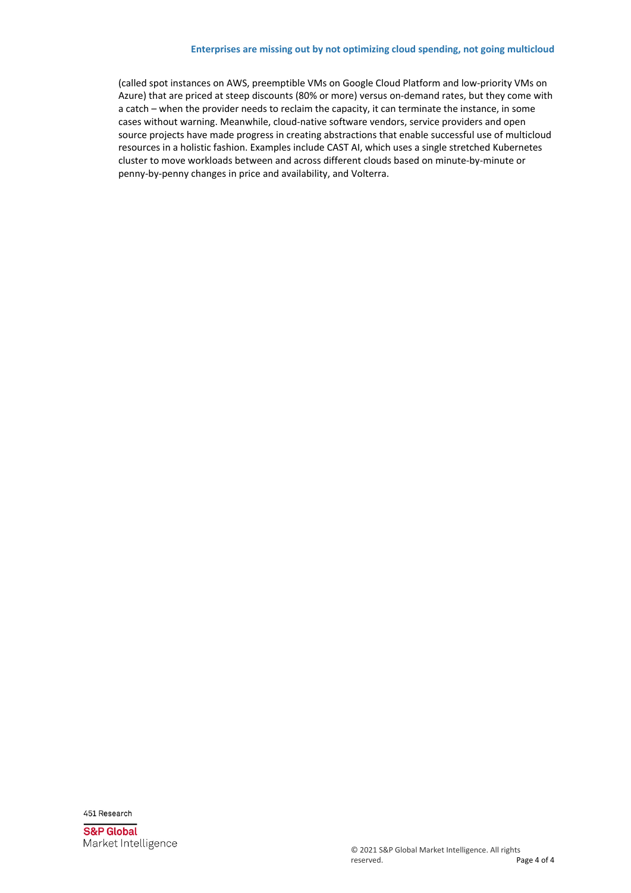(called spot instances on AWS, preemptible VMs on Google Cloud Platform and low-priority VMs on Azure) that are priced at steep discounts (80% or more) versus on-demand rates, but they come with a catch – when the provider needs to reclaim the capacity, it can terminate the instance, in some cases without warning. Meanwhile, cloud-native software vendors, service providers and open source projects have made progress in creating abstractions that enable successful use of multicloud resources in a holistic fashion. Examples include CAST AI, which uses a single stretched Kubernetes cluster to move workloads between and across different clouds based on minute-by-minute or penny-by-penny changes in price and availability, and Volterra.